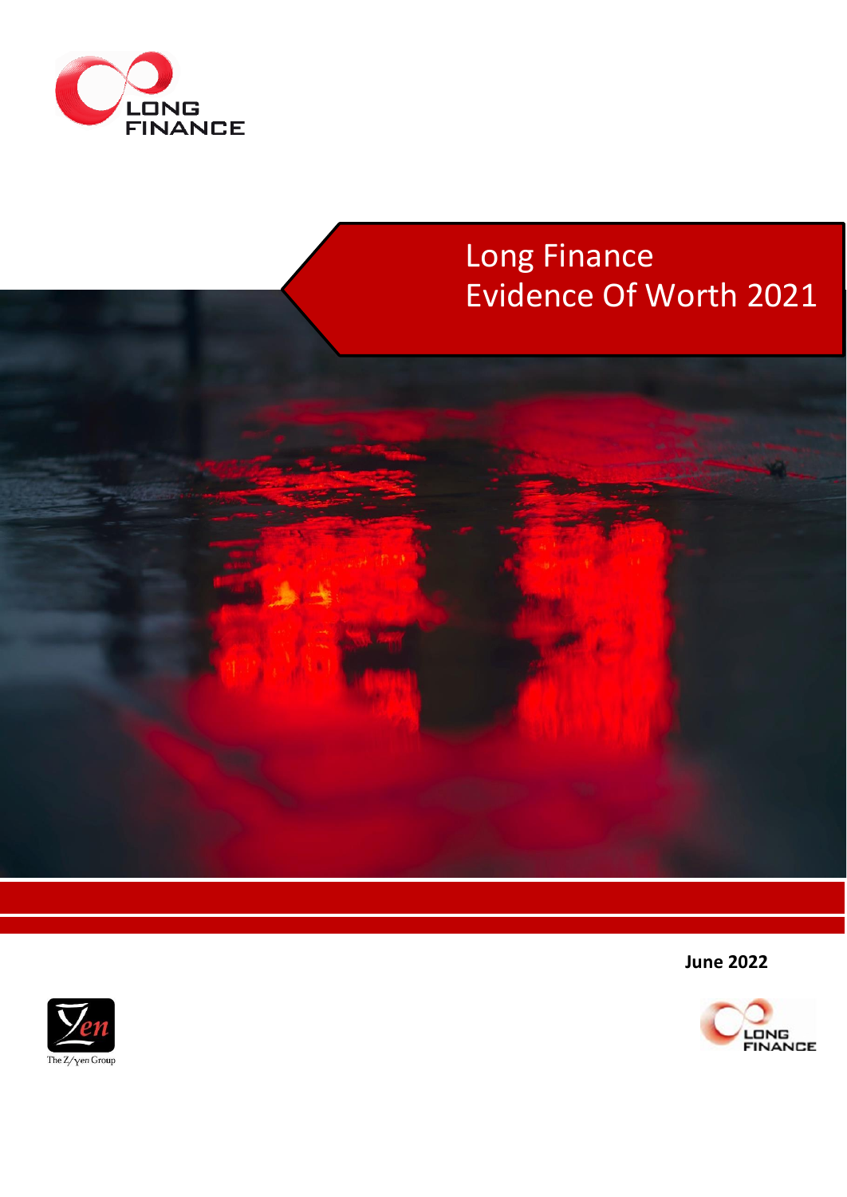# Long Finance Evidence Of Worth 2021

**June 2022**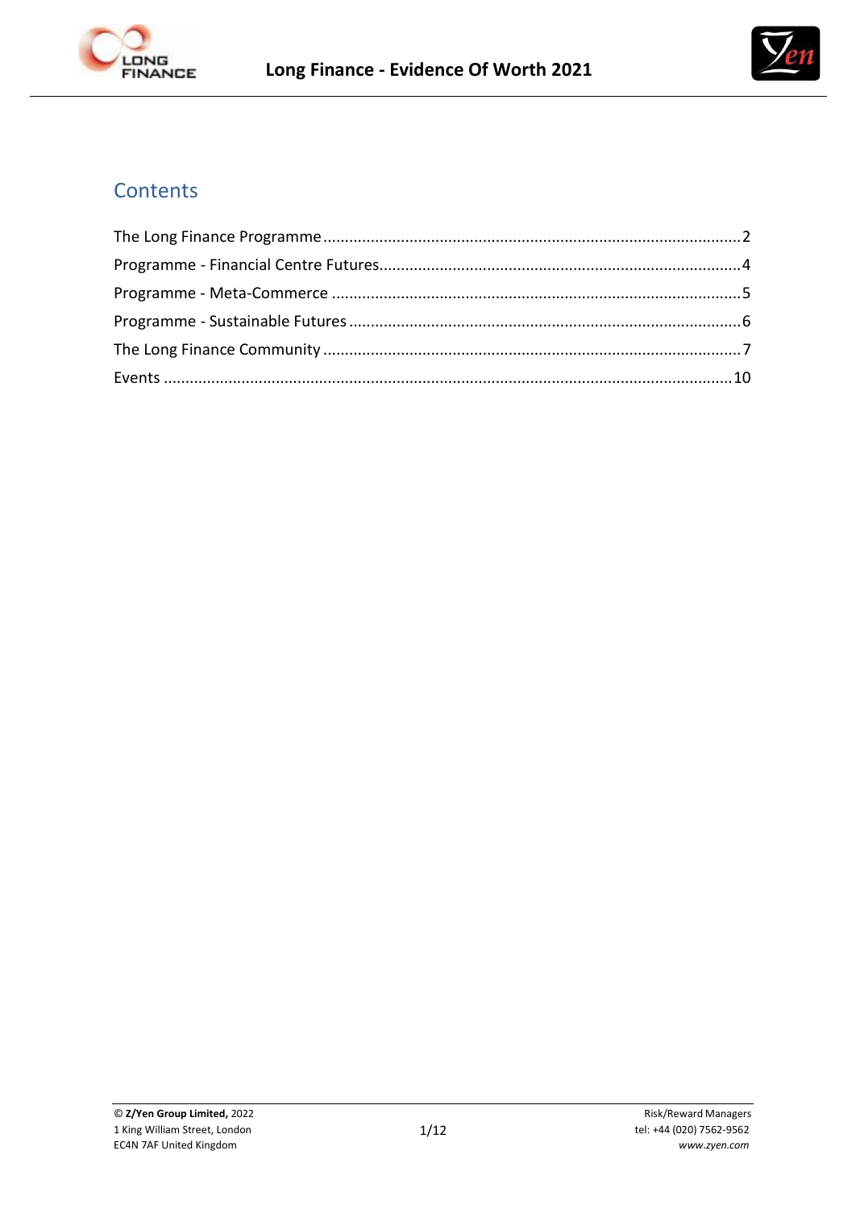## Contents

The Long Finance Programme ............................................................ 2

Programme - Financial Centre Futures ............................................... 4

Programme - Meta-Commerce .............................................................. 5

Programme - Sustainable Futures ........................................................ 6

The Long Finance Community .............................................................. 7

Events .................................................................................................... 10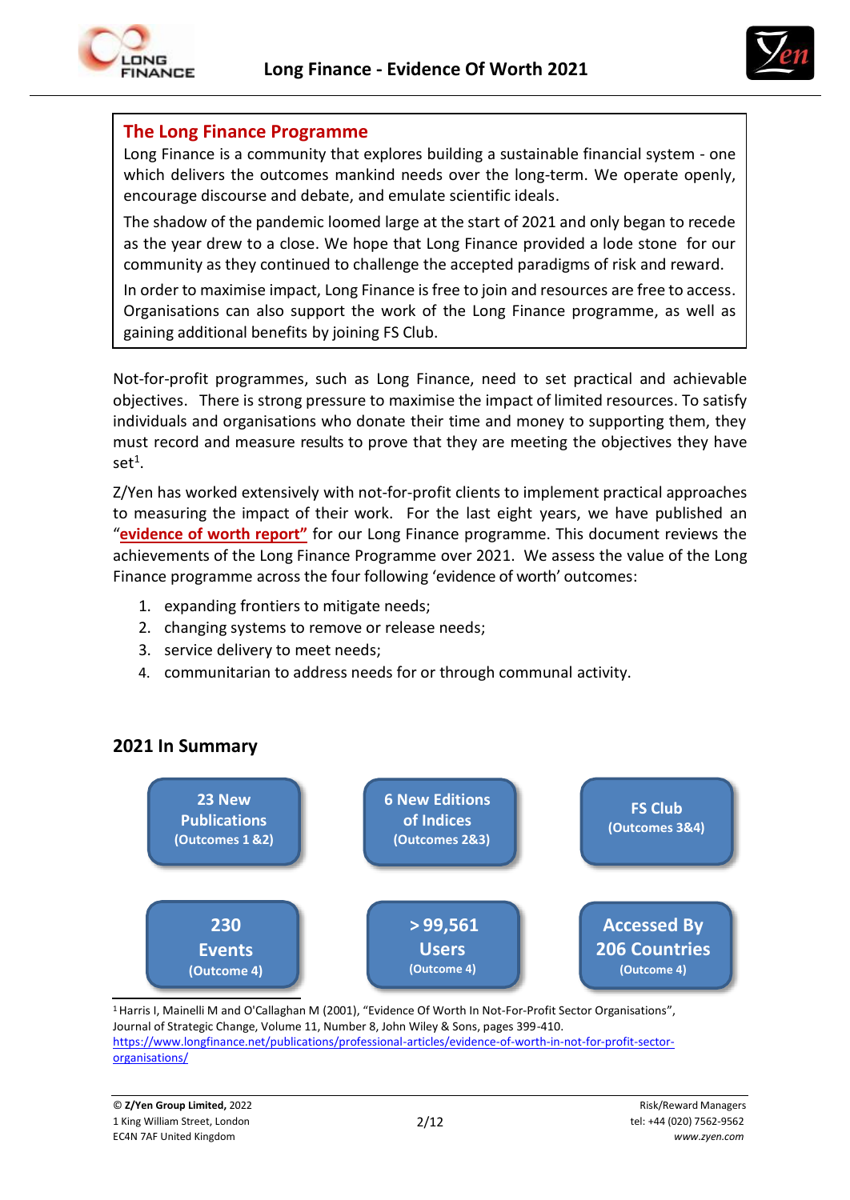## The Long Finance Programme

Long Finance is a community that explores building a sustainable financial system - one which delivers the outcomes mankind needs over the long-term. We operate openly, encourage discourse and debate, and emulate scientific ideals.

The shadow of the pandemic loomed large at the start of 2021 and only began to recede as the year drew to a close. We hope that Long Finance provided a lode stone for our community as they continued to challenge the accepted paradigms of risk and reward.

In order to maximise impact, Long Finance is free to join and resources are free to access. Organisations can also support the work of the Long Finance programme, as well as gaining additional benefits by joining FS Club.

Not-for-profit programmes, such as Long Finance, need to set practical and achievable objectives. There is strong pressure to maximise the impact of limited resources. To satisfy individuals and organisations who donate their time and money to supporting them, they must record and measure results to prove that they are meeting the objectives they have set[1].

Z/Yen has worked extensively with not-for-profit clients to implement practical approaches to measuring the impact of their work. For the last eight years, we have published an "**evidence of worth report**" for our Long Finance programme. This document reviews the achievements of the Long Finance Programme over 2021. We assess the value of the Long Finance programme across the four following 'evidence of worth' outcomes:

1. expanding frontiers to mitigate needs;
2. changing systems to remove or release needs;
3. service delivery to meet needs;
4. communitarian to address needs for or through communal activity.

## 2021 In Summary

| | | |
|---|---|---|
| **23 New Publications (Outcomes 1 &2)** | **6 New Editions of Indices (Outcomes 2&3)** | **FS Club (Outcomes 3&4)** |
| **230 Events (Outcome 4)** | **> 99,561 Users (Outcome 4)** | **Accessed By 206 Countries (Outcome 4)** |

[1] Harris I, Mainelli M and O'Callaghan M (2001), "Evidence Of Worth In Not-For-Profit Sector Organisations", Journal of Strategic Change, Volume 11, Number 8, John Wiley & Sons, pages 399-410. https://www.longfinance.net/publications/professional-articles/evidence-of-worth-in-not-for-profit-sector-organisations/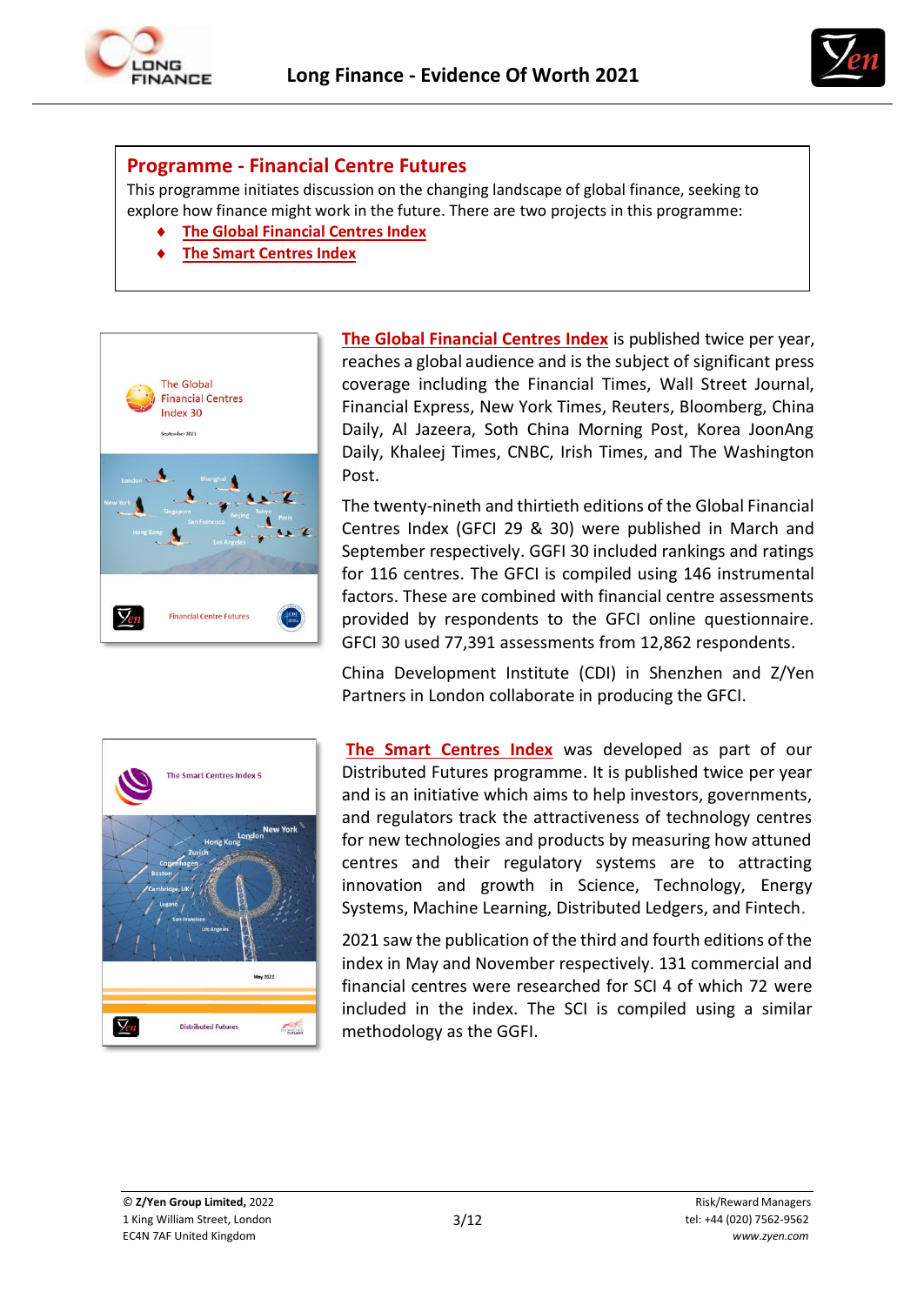## Programme - Financial Centre Futures

This programme initiates discussion on the changing landscape of global finance, seeking to explore how finance might work in the future. There are two projects in this programme:

- The Global Financial Centres Index
- The Smart Centres Index

**The Global Financial Centres Index** is published twice per year, reaches a global audience and is the subject of significant press coverage including the Financial Times, Wall Street Journal, Financial Express, New York Times, Reuters, Bloomberg, China Daily, Al Jazeera, Soth China Morning Post, Korea JoonAng Daily, Khaleej Times, CNBC, Irish Times, and The Washington Post.

The twenty-nineth and thirtieth editions of the Global Financial Centres Index (GFCI 29 & 30) were published in March and September respectively. GGFI 30 included rankings and ratings for 116 centres. The GFCI is compiled using 146 instrumental factors. These are combined with financial centre assessments provided by respondents to the GFCI online questionnaire. GFCI 30 used 77,391 assessments from 12,862 respondents.

China Development Institute (CDI) in Shenzhen and Z/Yen Partners in London collaborate in producing the GFCI.

**The Smart Centres Index** was developed as part of our Distributed Futures programme. It is published twice per year and is an initiative which aims to help investors, governments, and regulators track the attractiveness of technology centres for new technologies and products by measuring how attuned centres and their regulatory systems are to attracting innovation and growth in Science, Technology, Energy Systems, Machine Learning, Distributed Ledgers, and Fintech.

2021 saw the publication of the third and fourth editions of the index in May and November respectively. 131 commercial and financial centres were researched for SCI 4 of which 72 were included in the index. The SCI is compiled using a similar methodology as the GGFI.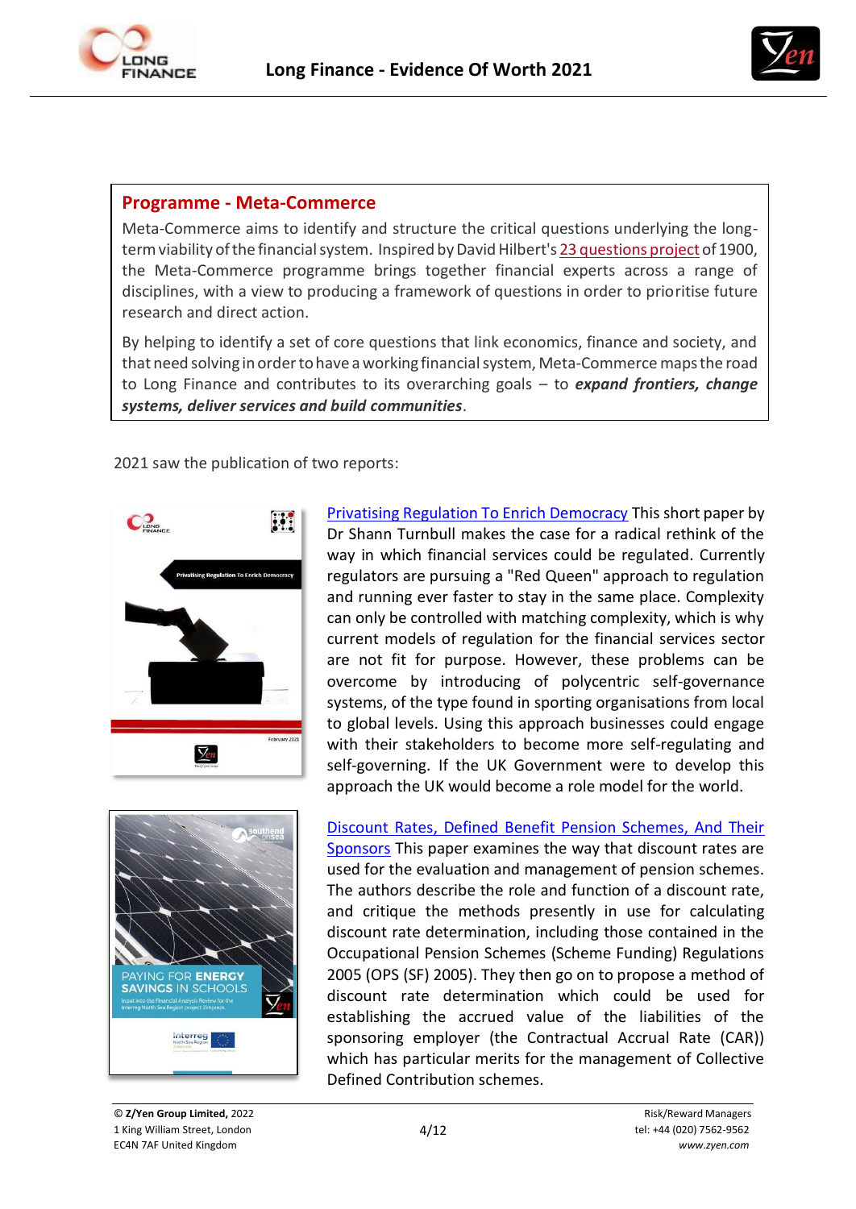## Programme - Meta-Commerce

Meta-Commerce aims to identify and structure the critical questions underlying the long-term viability of the financial system. Inspired by David Hilbert's 23 questions project of 1900, the Meta-Commerce programme brings together financial experts across a range of disciplines, with a view to producing a framework of questions in order to prioritise future research and direct action.

By helping to identify a set of core questions that link economics, finance and society, and that need solving in order to have a working financial system, Meta-Commerce maps the road to Long Finance and contributes to its overarching goals – to ***expand frontiers, change systems, deliver services and build communities***.

2021 saw the publication of two reports:

Privatising Regulation To Enrich Democracy This short paper by Dr Shann Turnbull makes the case for a radical rethink of the way in which financial services could be regulated. Currently regulators are pursuing a "Red Queen" approach to regulation and running ever faster to stay in the same place. Complexity can only be controlled with matching complexity, which is why current models of regulation for the financial services sector are not fit for purpose. However, these problems can be overcome by introducing of polycentric self-governance systems, of the type found in sporting organisations from local to global levels. Using this approach businesses could engage with their stakeholders to become more self-regulating and self-governing. If the UK Government were to develop this approach the UK would become a role model for the world.

Discount Rates, Defined Benefit Pension Schemes, And Their Sponsors This paper examines the way that discount rates are used for the evaluation and management of pension schemes. The authors describe the role and function of a discount rate, and critique the methods presently in use for calculating discount rate determination, including those contained in the Occupational Pension Schemes (Scheme Funding) Regulations 2005 (OPS (SF) 2005). They then go on to propose a method of discount rate determination which could be used for establishing the accrued value of the liabilities of the sponsoring employer (the Contractual Accrual Rate (CAR)) which has particular merits for the management of Collective Defined Contribution schemes.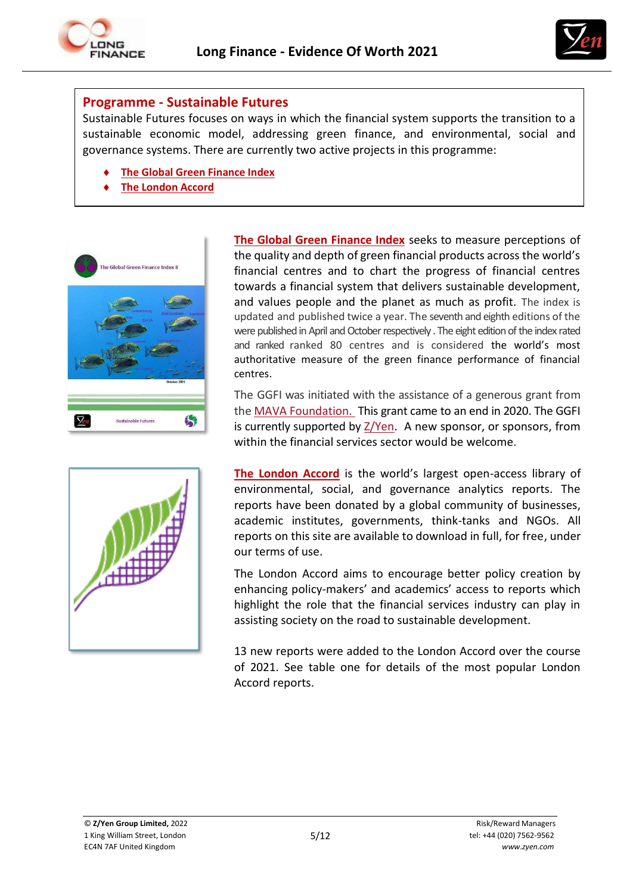## Programme - Sustainable Futures

Sustainable Futures focuses on ways in which the financial system supports the transition to a sustainable economic model, addressing green finance, and environmental, social and governance systems. There are currently two active projects in this programme:

- The Global Green Finance Index
- The London Accord

**The Global Green Finance Index** seeks to measure perceptions of the quality and depth of green financial products across the world's financial centres and to chart the progress of financial centres towards a financial system that delivers sustainable development, and values people and the planet as much as profit. The index is updated and published twice a year. The seventh and eighth editions of the were published in April and October respectively . The eight edition of the index rated and ranked ranked 80 centres and is considered the world's most authoritative measure of the green finance performance of financial centres.

The GGFI was initiated with the assistance of a generous grant from the MAVA Foundation. This grant came to an end in 2020. The GGFI is currently supported by Z/Yen. A new sponsor, or sponsors, from within the financial services sector would be welcome.

**The London Accord** is the world's largest open-access library of environmental, social, and governance analytics reports. The reports have been donated by a global community of businesses, academic institutes, governments, think-tanks and NGOs. All reports on this site are available to download in full, for free, under our terms of use.

The London Accord aims to encourage better policy creation by enhancing policy-makers' and academics' access to reports which highlight the role that the financial services industry can play in assisting society on the road to sustainable development.

13 new reports were added to the London Accord over the course of 2021. See table one for details of the most popular London Accord reports.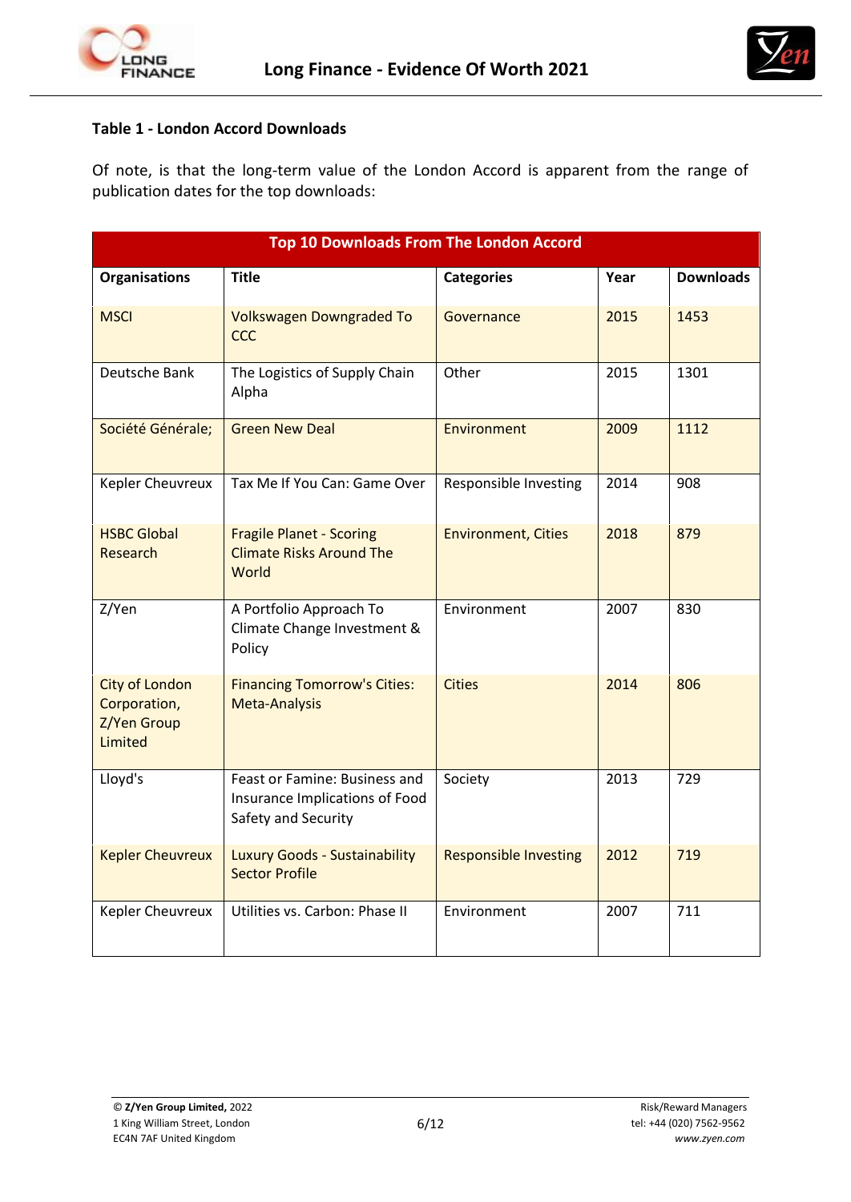**Table 1 - London Accord Downloads**

Of note, is that the long-term value of the London Accord is apparent from the range of publication dates for the top downloads:

| Top 10 Downloads From The London Accord | | | | |
|---|---|---|---|---|
| **Organisations** | **Title** | **Categories** | **Year** | **Downloads** |
| MSCI | Volkswagen Downgraded To CCC | Governance | 2015 | 1453 |
| Deutsche Bank | The Logistics of Supply Chain Alpha | Other | 2015 | 1301 |
| Société Générale; | Green New Deal | Environment | 2009 | 1112 |
| Kepler Cheuvreux | Tax Me If You Can: Game Over | Responsible Investing | 2014 | 908 |
| HSBC Global Research | Fragile Planet - Scoring Climate Risks Around The World | Environment, Cities | 2018 | 879 |
| Z/Yen | A Portfolio Approach To Climate Change Investment & Policy | Environment | 2007 | 830 |
| City of London Corporation, Z/Yen Group Limited | Financing Tomorrow's Cities: Meta-Analysis | Cities | 2014 | 806 |
| Lloyd's | Feast or Famine: Business and Insurance Implications of Food Safety and Security | Society | 2013 | 729 |
| Kepler Cheuvreux | Luxury Goods - Sustainability Sector Profile | Responsible Investing | 2012 | 719 |
| Kepler Cheuvreux | Utilities vs. Carbon: Phase II | Environment | 2007 | 711 |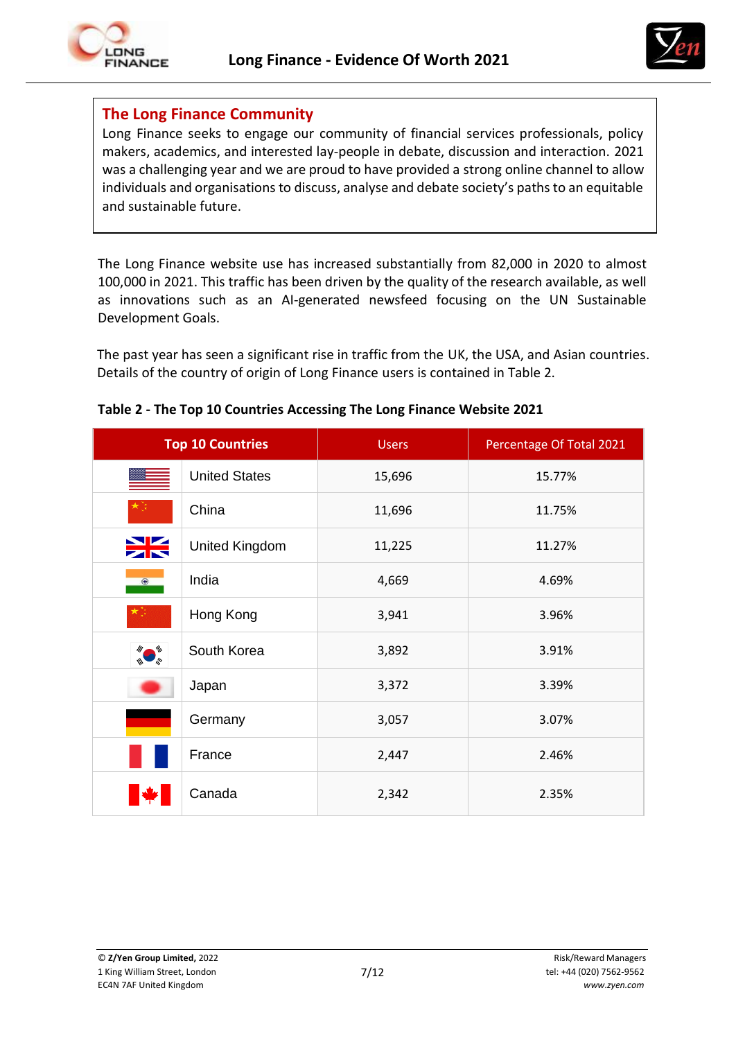## The Long Finance Community

Long Finance seeks to engage our community of financial services professionals, policy makers, academics, and interested lay-people in debate, discussion and interaction. 2021 was a challenging year and we are proud to have provided a strong online channel to allow individuals and organisations to discuss, analyse and debate society's paths to an equitable and sustainable future.

The Long Finance website use has increased substantially from 82,000 in 2020 to almost 100,000 in 2021. This traffic has been driven by the quality of the research available, as well as innovations such as an AI-generated newsfeed focusing on the UN Sustainable Development Goals.

The past year has seen a significant rise in traffic from the UK, the USA, and Asian countries. Details of the country of origin of Long Finance users is contained in Table 2.

**Table 2 - The Top 10 Countries Accessing The Long Finance Website 2021**

| Top 10 Countries | Users | Percentage Of Total 2021 |
|---|---|---|
| United States | 15,696 | 15.77% |
| China | 11,696 | 11.75% |
| United Kingdom | 11,225 | 11.27% |
| India | 4,669 | 4.69% |
| Hong Kong | 3,941 | 3.96% |
| South Korea | 3,892 | 3.91% |
| Japan | 3,372 | 3.39% |
| Germany | 3,057 | 3.07% |
| France | 2,447 | 2.46% |
| Canada | 2,342 | 2.35% |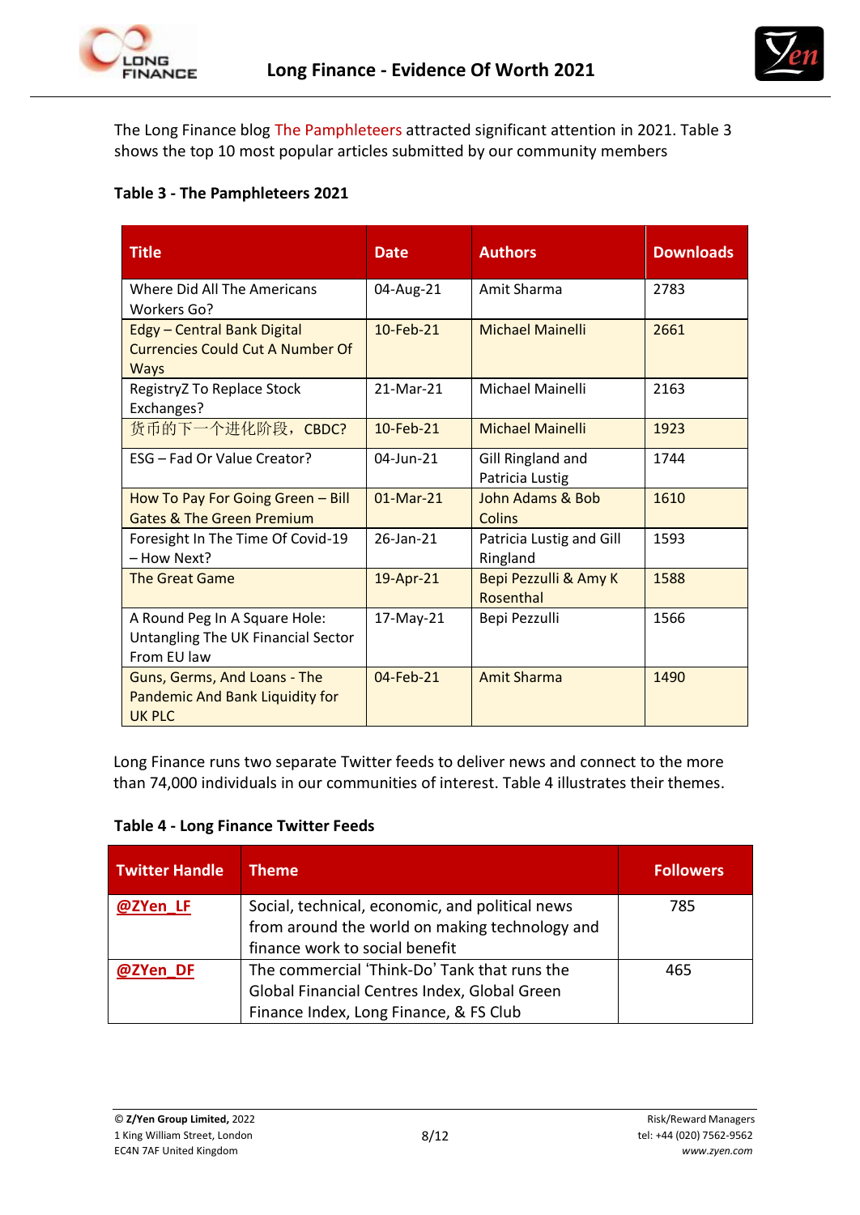The Long Finance blog The Pamphleteers attracted significant attention in 2021. Table 3 shows the top 10 most popular articles submitted by our community members

**Table 3 - The Pamphleteers 2021**

| Title | Date | Authors | Downloads |
|---|---|---|---|
| Where Did All The Americans Workers Go? | 04-Aug-21 | Amit Sharma | 2783 |
| Edgy – Central Bank Digital Currencies Could Cut A Number Of Ways | 10-Feb-21 | Michael Mainelli | 2661 |
| RegistryZ To Replace Stock Exchanges? | 21-Mar-21 | Michael Mainelli | 2163 |
| 货币的下一个进化阶段，CBDC? | 10-Feb-21 | Michael Mainelli | 1923 |
| ESG – Fad Or Value Creator? | 04-Jun-21 | Gill Ringland and Patricia Lustig | 1744 |
| How To Pay For Going Green – Bill Gates & The Green Premium | 01-Mar-21 | John Adams & Bob Colins | 1610 |
| Foresight In The Time Of Covid-19 – How Next? | 26-Jan-21 | Patricia Lustig and Gill Ringland | 1593 |
| The Great Game | 19-Apr-21 | Bepi Pezzulli & Amy K Rosenthal | 1588 |
| A Round Peg In A Square Hole: Untangling The UK Financial Sector From EU law | 17-May-21 | Bepi Pezzulli | 1566 |
| Guns, Germs, And Loans - The Pandemic And Bank Liquidity for UK PLC | 04-Feb-21 | Amit Sharma | 1490 |

Long Finance runs two separate Twitter feeds to deliver news and connect to the more than 74,000 individuals in our communities of interest. Table 4 illustrates their themes.

**Table 4 - Long Finance Twitter Feeds**

| Twitter Handle | Theme | Followers |
|---|---|---|
| @ZYen_LF | Social, technical, economic, and political news from around the world on making technology and finance work to social benefit | 785 |
| @ZYen_DF | The commercial 'Think-Do' Tank that runs the Global Financial Centres Index, Global Green Finance Index, Long Finance, & FS Club | 465 |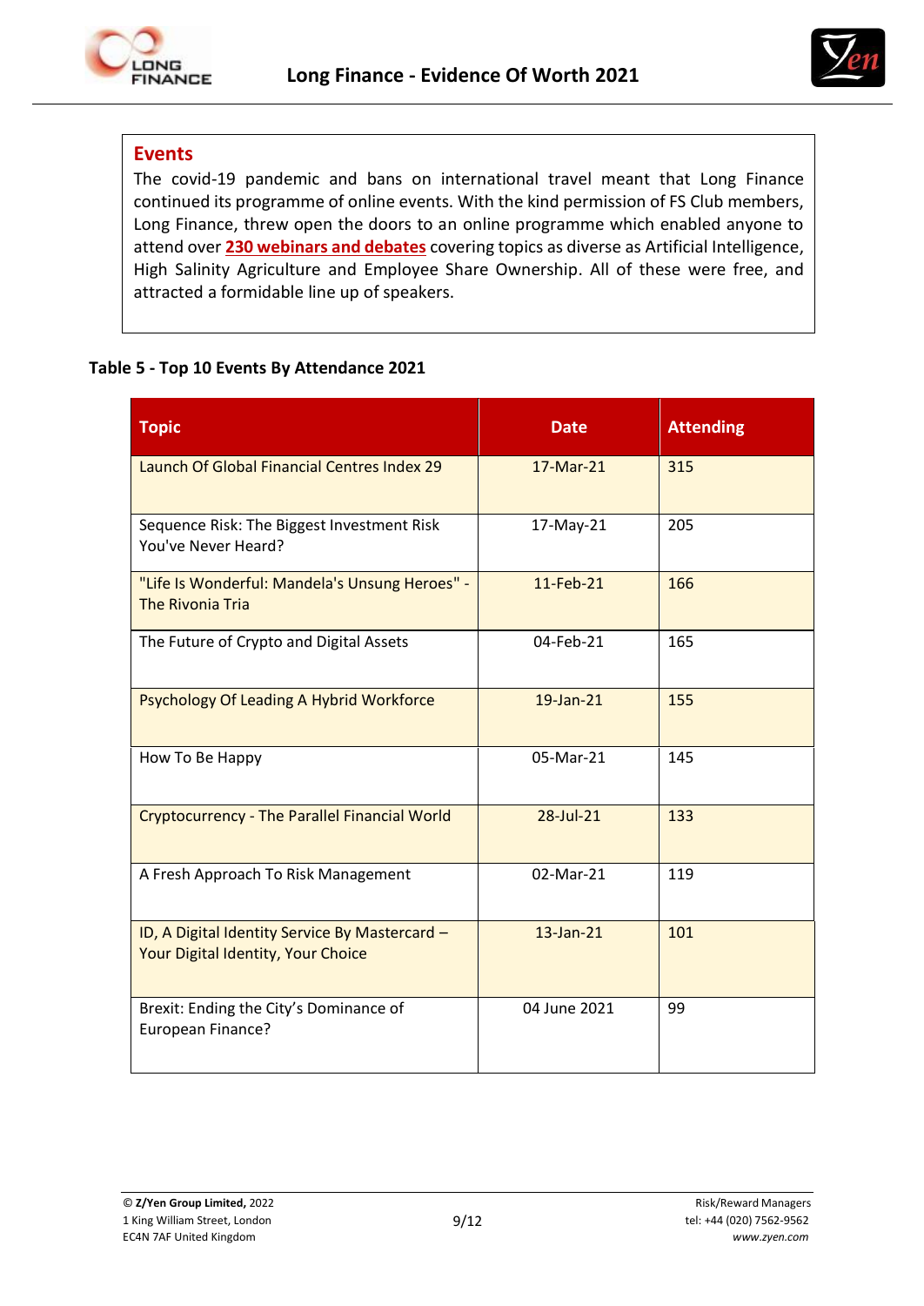## Events

The covid-19 pandemic and bans on international travel meant that Long Finance continued its programme of online events. With the kind permission of FS Club members, Long Finance, threw open the doors to an online programme which enabled anyone to attend over **230 webinars and debates** covering topics as diverse as Artificial Intelligence, High Salinity Agriculture and Employee Share Ownership. All of these were free, and attracted a formidable line up of speakers.

**Table 5 - Top 10 Events By Attendance 2021**

| Topic | Date | Attending |
|---|---|---|
| Launch Of Global Financial Centres Index 29 | 17-Mar-21 | 315 |
| Sequence Risk: The Biggest Investment Risk You've Never Heard? | 17-May-21 | 205 |
| "Life Is Wonderful: Mandela's Unsung Heroes" - The Rivonia Tria | 11-Feb-21 | 166 |
| The Future of Crypto and Digital Assets | 04-Feb-21 | 165 |
| Psychology Of Leading A Hybrid Workforce | 19-Jan-21 | 155 |
| How To Be Happy | 05-Mar-21 | 145 |
| Cryptocurrency - The Parallel Financial World | 28-Jul-21 | 133 |
| A Fresh Approach To Risk Management | 02-Mar-21 | 119 |
| ID, A Digital Identity Service By Mastercard – Your Digital Identity, Your Choice | 13-Jan-21 | 101 |
| Brexit: Ending the City's Dominance of European Finance? | 04 June 2021 | 99 |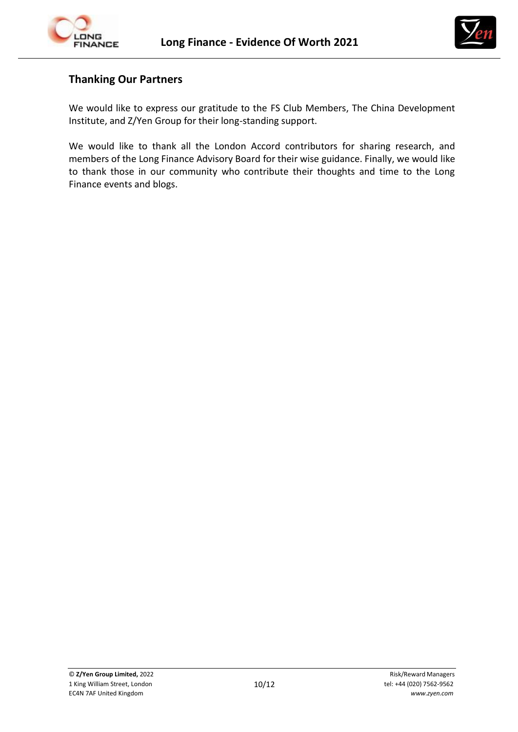## Thanking Our Partners

We would like to express our gratitude to the FS Club Members, The China Development Institute, and Z/Yen Group for their long-standing support.

We would like to thank all the London Accord contributors for sharing research, and members of the Long Finance Advisory Board for their wise guidance. Finally, we would like to thank those in our community who contribute their thoughts and time to the Long Finance events and blogs.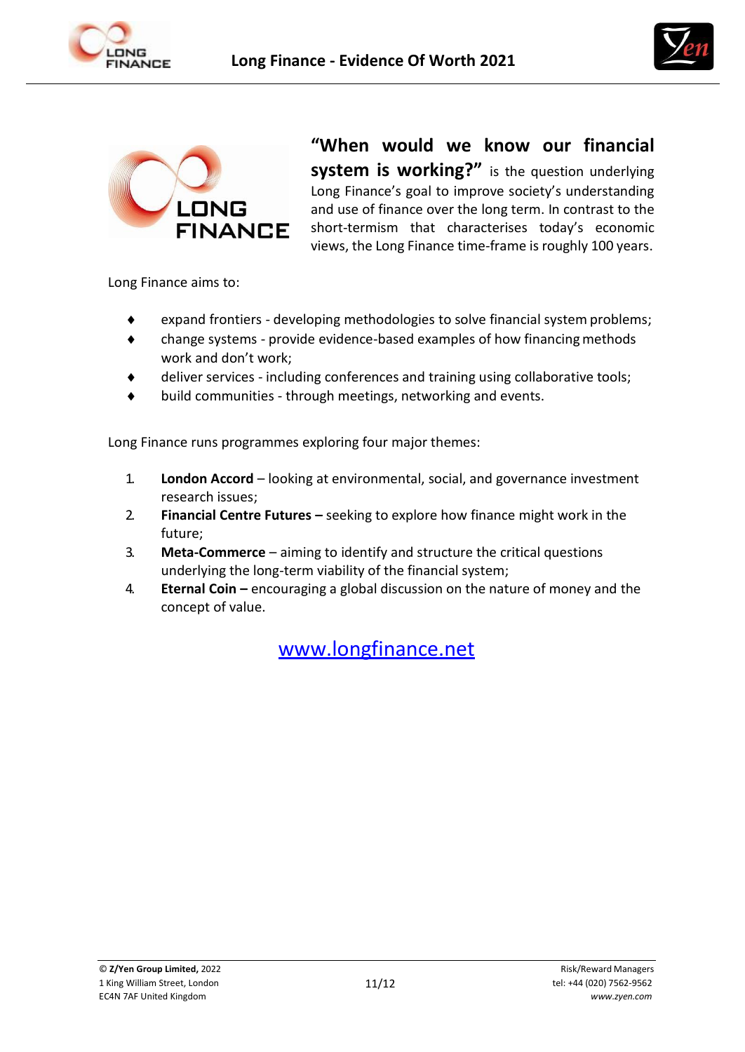**"When would we know our financial system is working?"** is the question underlying Long Finance's goal to improve society's understanding and use of finance over the long term. In contrast to the short-termism that characterises today's economic views, the Long Finance time-frame is roughly 100 years.

Long Finance aims to:

- expand frontiers - developing methodologies to solve financial system problems;
- change systems - provide evidence-based examples of how financing methods work and don't work;
- deliver services - including conferences and training using collaborative tools;
- build communities - through meetings, networking and events.

Long Finance runs programmes exploring four major themes:

1. **London Accord** – looking at environmental, social, and governance investment research issues;
2. **Financial Centre Futures –** seeking to explore how finance might work in the future;
3. **Meta-Commerce** – aiming to identify and structure the critical questions underlying the long-term viability of the financial system;
4. **Eternal Coin –** encouraging a global discussion on the nature of money and the concept of value.

www.longfinance.net